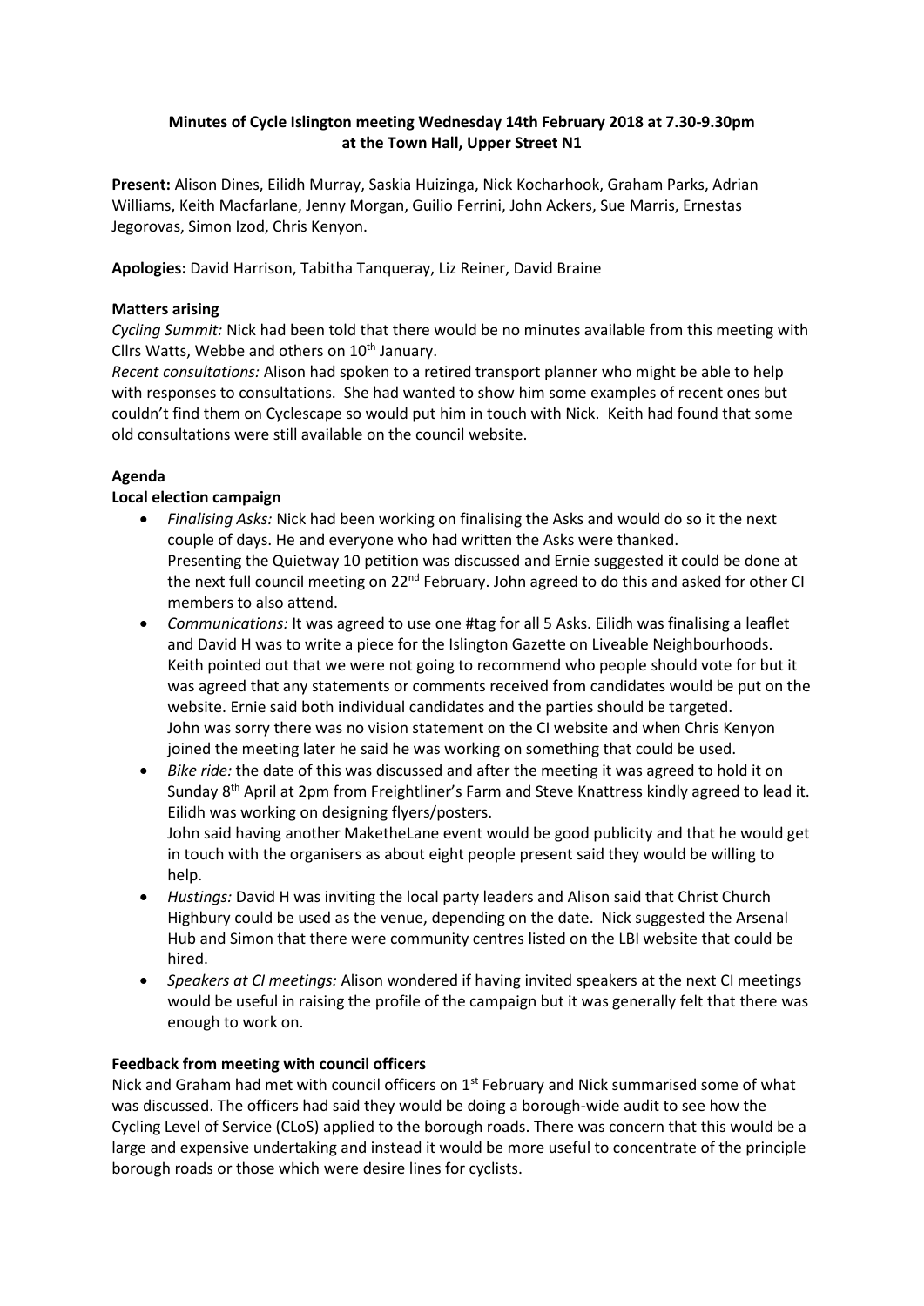**Minutes of Cycle Islington meeting Wednesday 14th February 2018 at 7.30-9.30pm at the Town Hall, Upper Street N1**

**Present:** Alison Dines, Eilidh Murray, Saskia Huizinga, Nick Kocharhook, Graham Parks, Adrian Williams, Keith Macfarlane, Jenny Morgan, Guilio Ferrini, John Ackers, Sue Marris, Ernestas Jegorovas, Simon Izod, Chris Kenyon.

**Apologies:** David Harrison, Tabitha Tanqueray, Liz Reiner, David Braine

**Matters arising**

*Cycling Summit:* Nick had been told that there would be no minutes available from this meeting with Cllrs Watts, Webbe and others on 10th January.

*Recent consultations:* Alison had spoken to a retired transport planner who might be able to help with responses to consultations. She had wanted to show him some examples of recent ones but couldn't find them on Cyclescape so would put him in touch with Nick. Keith had found that some old consultations were still available on the council website.

**Agenda**

**Local election campaign**

- *Finalising Asks:* Nick had been working on finalising the Asks and would do so it the next couple of days. He and everyone who had written the Asks were thanked.
  Presenting the Quietway 10 petition was discussed and Ernie suggested it could be done at the next full council meeting on 22nd February. John agreed to do this and asked for other CI members to also attend.
- *Communications:* It was agreed to use one #tag for all 5 Asks. Eilidh was finalising a leaflet and David H was to write a piece for the Islington Gazette on Liveable Neighbourhoods. Keith pointed out that we were not going to recommend who people should vote for but it was agreed that any statements or comments received from candidates would be put on the website. Ernie said both individual candidates and the parties should be targeted.
  John was sorry there was no vision statement on the CI website and when Chris Kenyon joined the meeting later he said he was working on something that could be used.
- *Bike ride:* the date of this was discussed and after the meeting it was agreed to hold it on Sunday 8th April at 2pm from Freightliner's Farm and Steve Knattress kindly agreed to lead it. Eilidh was working on designing flyers/posters.
  John said having another MaketheLane event would be good publicity and that he would get in touch with the organisers as about eight people present said they would be willing to help.
- *Hustings:* David H was inviting the local party leaders and Alison said that Christ Church Highbury could be used as the venue, depending on the date. Nick suggested the Arsenal Hub and Simon that there were community centres listed on the LBI website that could be hired.
- *Speakers at CI meetings:* Alison wondered if having invited speakers at the next CI meetings would be useful in raising the profile of the campaign but it was generally felt that there was enough to work on.

**Feedback from meeting with council officers**

Nick and Graham had met with council officers on 1st February and Nick summarised some of what was discussed. The officers had said they would be doing a borough-wide audit to see how the Cycling Level of Service (CLoS) applied to the borough roads. There was concern that this would be a large and expensive undertaking and instead it would be more useful to concentrate of the principle borough roads or those which were desire lines for cyclists.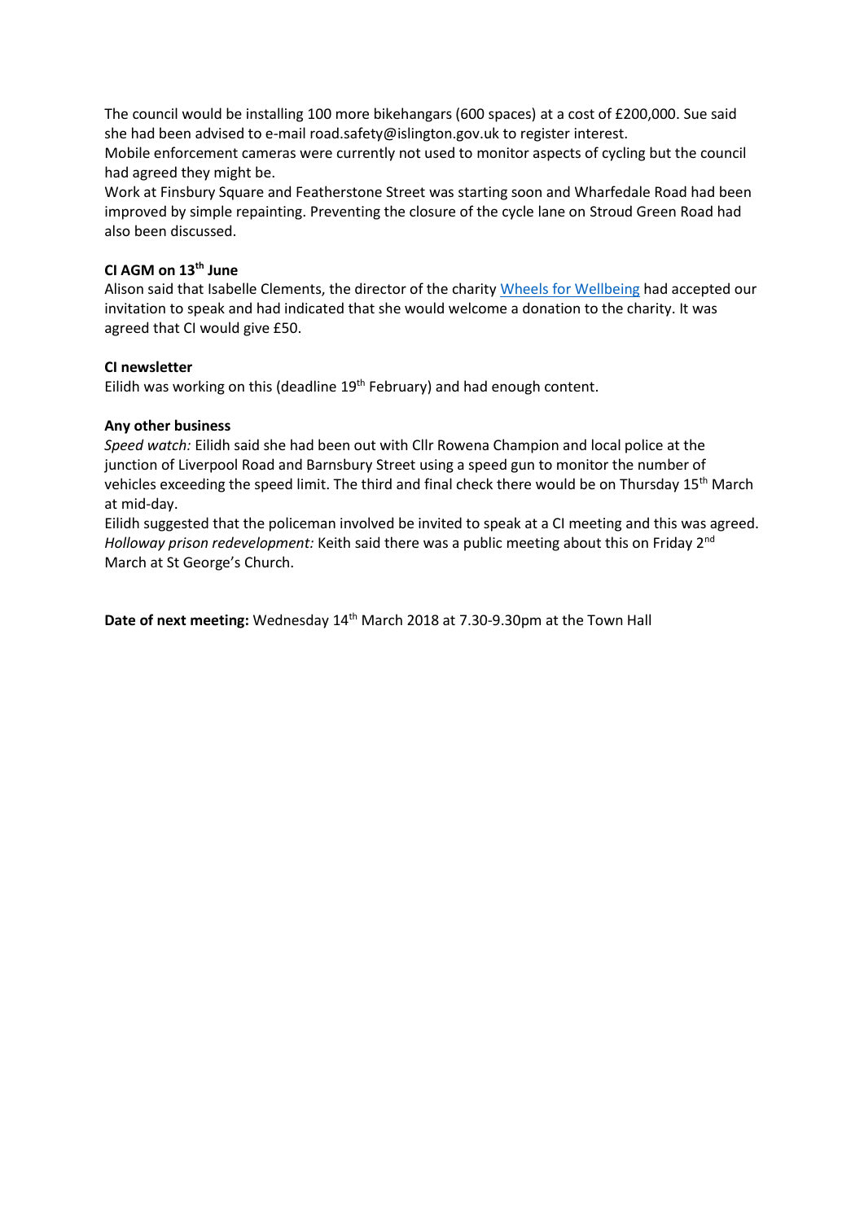The council would be installing 100 more bikehangars (600 spaces) at a cost of £200,000. Sue said she had been advised to e-mail road.safety@islington.gov.uk to register interest.
Mobile enforcement cameras were currently not used to monitor aspects of cycling but the council had agreed they might be.
Work at Finsbury Square and Featherstone Street was starting soon and Wharfedale Road had been improved by simple repainting. Preventing the closure of the cycle lane on Stroud Green Road had also been discussed.

**CI AGM on 13th June**
Alison said that Isabelle Clements, the director of the charity Wheels for Wellbeing had accepted our invitation to speak and had indicated that she would welcome a donation to the charity. It was agreed that CI would give £50.

**CI newsletter**
Eilidh was working on this (deadline 19th February) and had enough content.

**Any other business**
*Speed watch:* Eilidh said she had been out with Cllr Rowena Champion and local police at the junction of Liverpool Road and Barnsbury Street using a speed gun to monitor the number of vehicles exceeding the speed limit. The third and final check there would be on Thursday 15th March at mid-day.
Eilidh suggested that the policeman involved be invited to speak at a CI meeting and this was agreed.
*Holloway prison redevelopment:* Keith said there was a public meeting about this on Friday 2nd March at St George's Church.

**Date of next meeting:** Wednesday 14th March 2018 at 7.30-9.30pm at the Town Hall